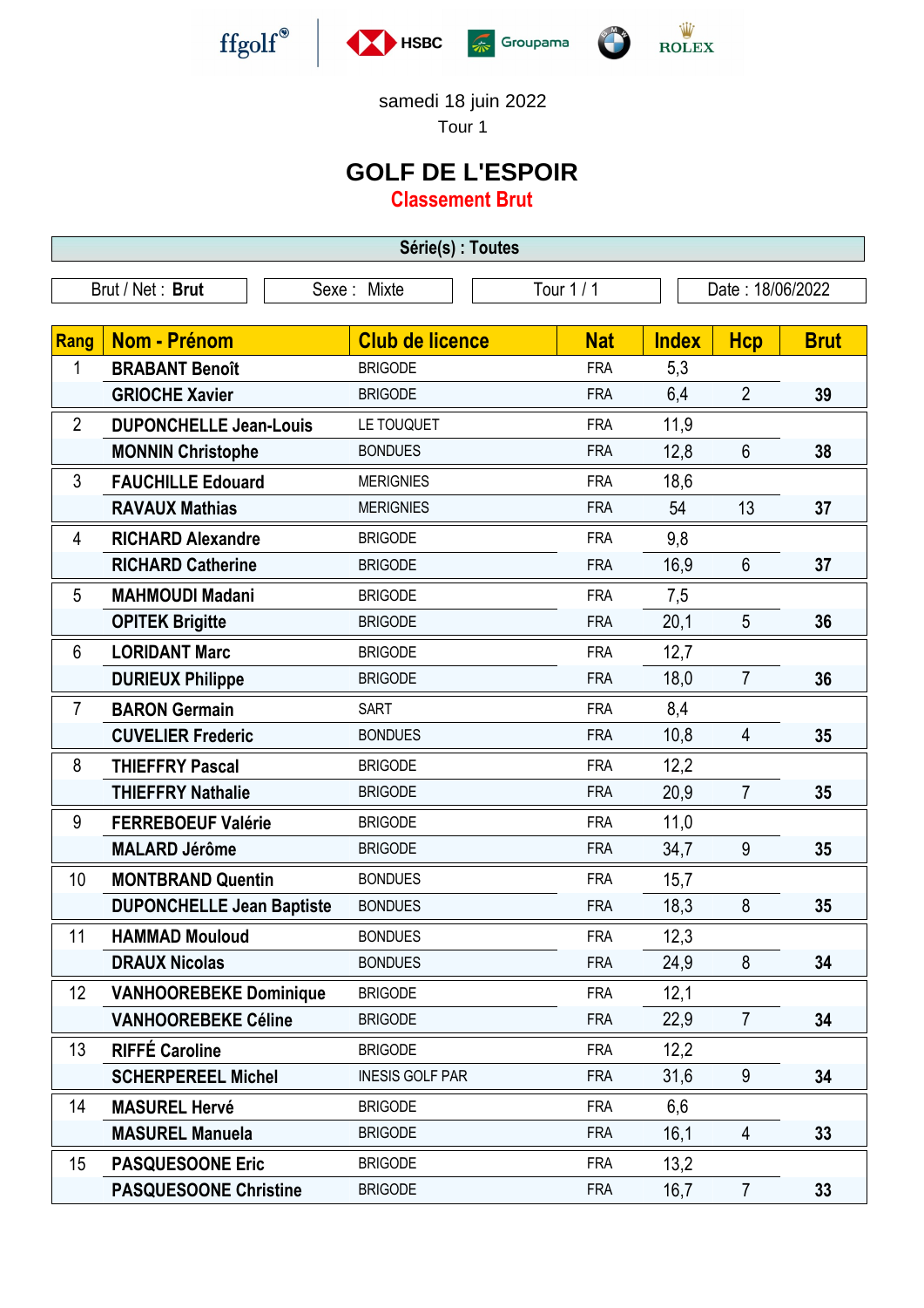samedi 18 juin 2022

Tour 1

# GOLF DE L'ESPOIR

## Classement Brut

**Série(s) : Toutes**

| Brut / Net : **Brut** | Sexe : Mixte | Tour 1 / 1 | Date : 18/06/2022 |
|---|---|---|---|

| Rang | Nom - Prénom | Club de licence | Nat | Index | Hcp | Brut |
|---|---|---|---|---|---|---|
| 1 | **BRABANT Benoît** | BRIGODE | FRA | 5,3 | | |
| | **GRIOCHE Xavier** | BRIGODE | FRA | 6,4 | 2 | **39** |
| 2 | **DUPONCHELLE Jean-Louis** | LE TOUQUET | FRA | 11,9 | | |
| | **MONNIN Christophe** | BONDUES | FRA | 12,8 | 6 | **38** |
| 3 | **FAUCHILLE Edouard** | MERIGNIES | FRA | 18,6 | | |
| | **RAVAUX Mathias** | MERIGNIES | FRA | 54 | 13 | **37** |
| 4 | **RICHARD Alexandre** | BRIGODE | FRA | 9,8 | | |
| | **RICHARD Catherine** | BRIGODE | FRA | 16,9 | 6 | **37** |
| 5 | **MAHMOUDI Madani** | BRIGODE | FRA | 7,5 | | |
| | **OPITEK Brigitte** | BRIGODE | FRA | 20,1 | 5 | **36** |
| 6 | **LORIDANT Marc** | BRIGODE | FRA | 12,7 | | |
| | **DURIEUX Philippe** | BRIGODE | FRA | 18,0 | 7 | **36** |
| 7 | **BARON Germain** | SART | FRA | 8,4 | | |
| | **CUVELIER Frederic** | BONDUES | FRA | 10,8 | 4 | **35** |
| 8 | **THIEFFRY Pascal** | BRIGODE | FRA | 12,2 | | |
| | **THIEFFRY Nathalie** | BRIGODE | FRA | 20,9 | 7 | **35** |
| 9 | **FERREBOEUF Valérie** | BRIGODE | FRA | 11,0 | | |
| | **MALARD Jérôme** | BRIGODE | FRA | 34,7 | 9 | **35** |
| 10 | **MONTBRAND Quentin** | BONDUES | FRA | 15,7 | | |
| | **DUPONCHELLE Jean Baptiste** | BONDUES | FRA | 18,3 | 8 | **35** |
| 11 | **HAMMAD Mouloud** | BONDUES | FRA | 12,3 | | |
| | **DRAUX Nicolas** | BONDUES | FRA | 24,9 | 8 | **34** |
| 12 | **VANHOOREBEKE Dominique** | BRIGODE | FRA | 12,1 | | |
| | **VANHOOREBEKE Céline** | BRIGODE | FRA | 22,9 | 7 | **34** |
| 13 | **RIFFÉ Caroline** | BRIGODE | FRA | 12,2 | | |
| | **SCHERPEREEL Michel** | INESIS GOLF PAR | FRA | 31,6 | 9 | **34** |
| 14 | **MASUREL Hervé** | BRIGODE | FRA | 6,6 | | |
| | **MASUREL Manuela** | BRIGODE | FRA | 16,1 | 4 | **33** |
| 15 | **PASQUESOONE Eric** | BRIGODE | FRA | 13,2 | | |
| | **PASQUESOONE Christine** | BRIGODE | FRA | 16,7 | 7 | **33** |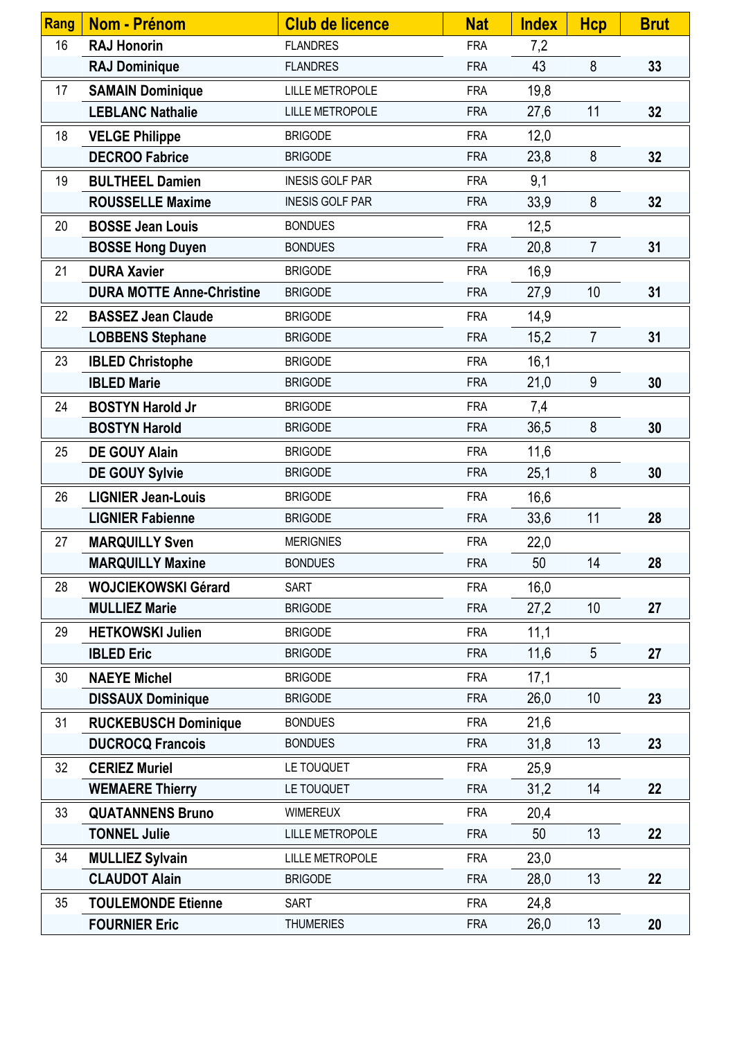| Rang | Nom - Prénom | Club de licence | Nat | Index | Hcp | Brut |
|---|---|---|---|---|---|---|
| 16 | **RAJ Honorin** | FLANDRES | FRA | 7,2 | | |
| | **RAJ Dominique** | FLANDRES | FRA | 43 | 8 | **33** |
| 17 | **SAMAIN Dominique** | LILLE METROPOLE | FRA | 19,8 | | |
| | **LEBLANC Nathalie** | LILLE METROPOLE | FRA | 27,6 | 11 | **32** |
| 18 | **VELGE Philippe** | BRIGODE | FRA | 12,0 | | |
| | **DECROO Fabrice** | BRIGODE | FRA | 23,8 | 8 | **32** |
| 19 | **BULTHEEL Damien** | INESIS GOLF PAR | FRA | 9,1 | | |
| | **ROUSSELLE Maxime** | INESIS GOLF PAR | FRA | 33,9 | 8 | **32** |
| 20 | **BOSSE Jean Louis** | BONDUES | FRA | 12,5 | | |
| | **BOSSE Hong Duyen** | BONDUES | FRA | 20,8 | 7 | **31** |
| 21 | **DURA Xavier** | BRIGODE | FRA | 16,9 | | |
| | **DURA MOTTE Anne-Christine** | BRIGODE | FRA | 27,9 | 10 | **31** |
| 22 | **BASSEZ Jean Claude** | BRIGODE | FRA | 14,9 | | |
| | **LOBBENS Stephane** | BRIGODE | FRA | 15,2 | 7 | **31** |
| 23 | **IBLED Christophe** | BRIGODE | FRA | 16,1 | | |
| | **IBLED Marie** | BRIGODE | FRA | 21,0 | 9 | **30** |
| 24 | **BOSTYN Harold Jr** | BRIGODE | FRA | 7,4 | | |
| | **BOSTYN Harold** | BRIGODE | FRA | 36,5 | 8 | **30** |
| 25 | **DE GOUY Alain** | BRIGODE | FRA | 11,6 | | |
| | **DE GOUY Sylvie** | BRIGODE | FRA | 25,1 | 8 | **30** |
| 26 | **LIGNIER Jean-Louis** | BRIGODE | FRA | 16,6 | | |
| | **LIGNIER Fabienne** | BRIGODE | FRA | 33,6 | 11 | **28** |
| 27 | **MARQUILLY Sven** | MERIGNIES | FRA | 22,0 | | |
| | **MARQUILLY Maxine** | BONDUES | FRA | 50 | 14 | **28** |
| 28 | **WOJCIEKOWSKI Gérard** | SART | FRA | 16,0 | | |
| | **MULLIEZ Marie** | BRIGODE | FRA | 27,2 | 10 | **27** |
| 29 | **HETKOWSKI Julien** | BRIGODE | FRA | 11,1 | | |
| | **IBLED Eric** | BRIGODE | FRA | 11,6 | 5 | **27** |
| 30 | **NAEYE Michel** | BRIGODE | FRA | 17,1 | | |
| | **DISSAUX Dominique** | BRIGODE | FRA | 26,0 | 10 | **23** |
| 31 | **RUCKEBUSCH Dominique** | BONDUES | FRA | 21,6 | | |
| | **DUCROCQ Francois** | BONDUES | FRA | 31,8 | 13 | **23** |
| 32 | **CERIEZ Muriel** | LE TOUQUET | FRA | 25,9 | | |
| | **WEMAERE Thierry** | LE TOUQUET | FRA | 31,2 | 14 | **22** |
| 33 | **QUATANNENS Bruno** | WIMEREUX | FRA | 20,4 | | |
| | **TONNEL Julie** | LILLE METROPOLE | FRA | 50 | 13 | **22** |
| 34 | **MULLIEZ Sylvain** | LILLE METROPOLE | FRA | 23,0 | | |
| | **CLAUDOT Alain** | BRIGODE | FRA | 28,0 | 13 | **22** |
| 35 | **TOULEMONDE Etienne** | SART | FRA | 24,8 | | |
| | **FOURNIER Eric** | THUMERIES | FRA | 26,0 | 13 | **20** |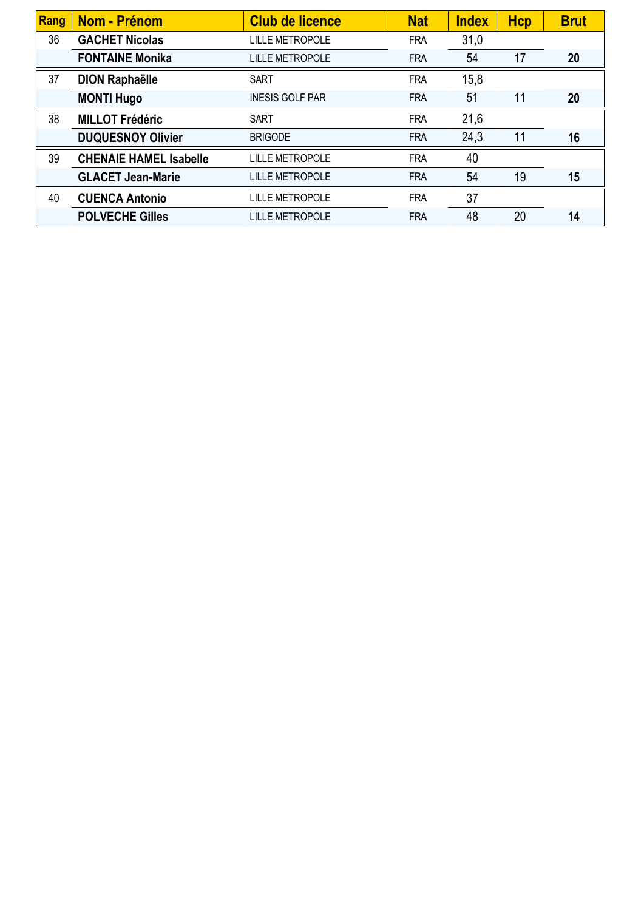| Rang | Nom - Prénom | Club de licence | Nat | Index | Hcp | Brut |
|---|---|---|---|---|---|---|
| 36 | **GACHET Nicolas** | LILLE METROPOLE | FRA | 31,0 | | |
| | **FONTAINE Monika** | LILLE METROPOLE | FRA | 54 | 17 | **20** |
| 37 | **DION Raphaëlle** | SART | FRA | 15,8 | | |
| | **MONTI Hugo** | INESIS GOLF PAR | FRA | 51 | 11 | **20** |
| 38 | **MILLOT Frédéric** | SART | FRA | 21,6 | | |
| | **DUQUESNOY Olivier** | BRIGODE | FRA | 24,3 | 11 | **16** |
| 39 | **CHENAIE HAMEL Isabelle** | LILLE METROPOLE | FRA | 40 | | |
| | **GLACET Jean-Marie** | LILLE METROPOLE | FRA | 54 | 19 | **15** |
| 40 | **CUENCA Antonio** | LILLE METROPOLE | FRA | 37 | | |
| | **POLVECHE Gilles** | LILLE METROPOLE | FRA | 48 | 20 | **14** |